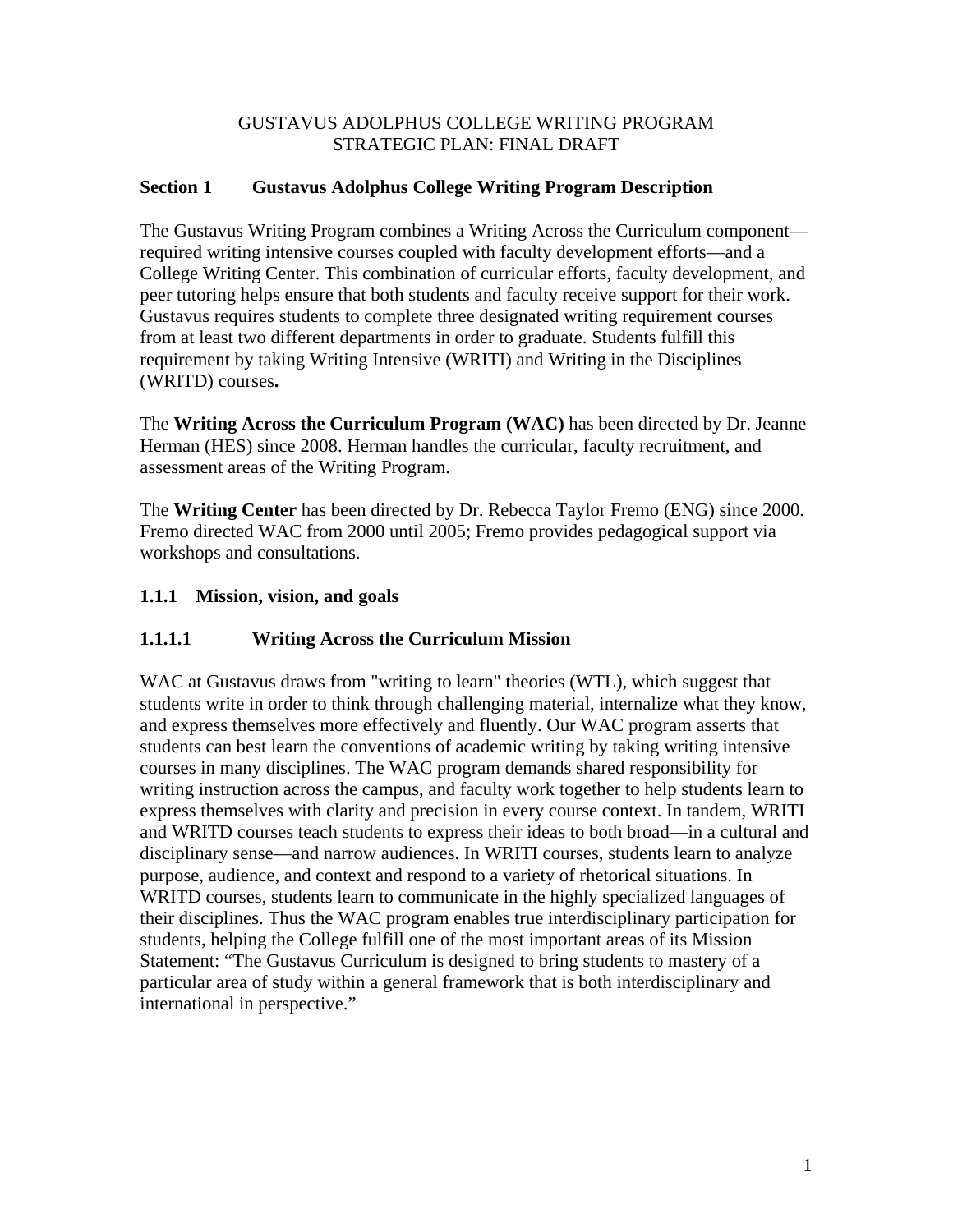# GUSTAVUS ADOLPHUS COLLEGE WRITING PROGRAM
# STRATEGIC PLAN: FINAL DRAFT

## Section 1 Gustavus Adolphus College Writing Program Description

The Gustavus Writing Program combines a Writing Across the Curriculum component—required writing intensive courses coupled with faculty development efforts—and a College Writing Center. This combination of curricular efforts, faculty development, and peer tutoring helps ensure that both students and faculty receive support for their work. Gustavus requires students to complete three designated writing requirement courses from at least two different departments in order to graduate. Students fulfill this requirement by taking Writing Intensive (WRITI) and Writing in the Disciplines (WRITD) courses**.**

The **Writing Across the Curriculum Program (WAC)** has been directed by Dr. Jeanne Herman (HES) since 2008. Herman handles the curricular, faculty recruitment, and assessment areas of the Writing Program.

The **Writing Center** has been directed by Dr. Rebecca Taylor Fremo (ENG) since 2000. Fremo directed WAC from 2000 until 2005; Fremo provides pedagogical support via workshops and consultations.

### 1.1.1 Mission, vision, and goals

#### 1.1.1.1 Writing Across the Curriculum Mission

WAC at Gustavus draws from "writing to learn" theories (WTL), which suggest that students write in order to think through challenging material, internalize what they know, and express themselves more effectively and fluently. Our WAC program asserts that students can best learn the conventions of academic writing by taking writing intensive courses in many disciplines. The WAC program demands shared responsibility for writing instruction across the campus, and faculty work together to help students learn to express themselves with clarity and precision in every course context. In tandem, WRITI and WRITD courses teach students to express their ideas to both broad—in a cultural and disciplinary sense—and narrow audiences. In WRITI courses, students learn to analyze purpose, audience, and context and respond to a variety of rhetorical situations. In WRITD courses, students learn to communicate in the highly specialized languages of their disciplines. Thus the WAC program enables true interdisciplinary participation for students, helping the College fulfill one of the most important areas of its Mission Statement: "The Gustavus Curriculum is designed to bring students to mastery of a particular area of study within a general framework that is both interdisciplinary and international in perspective."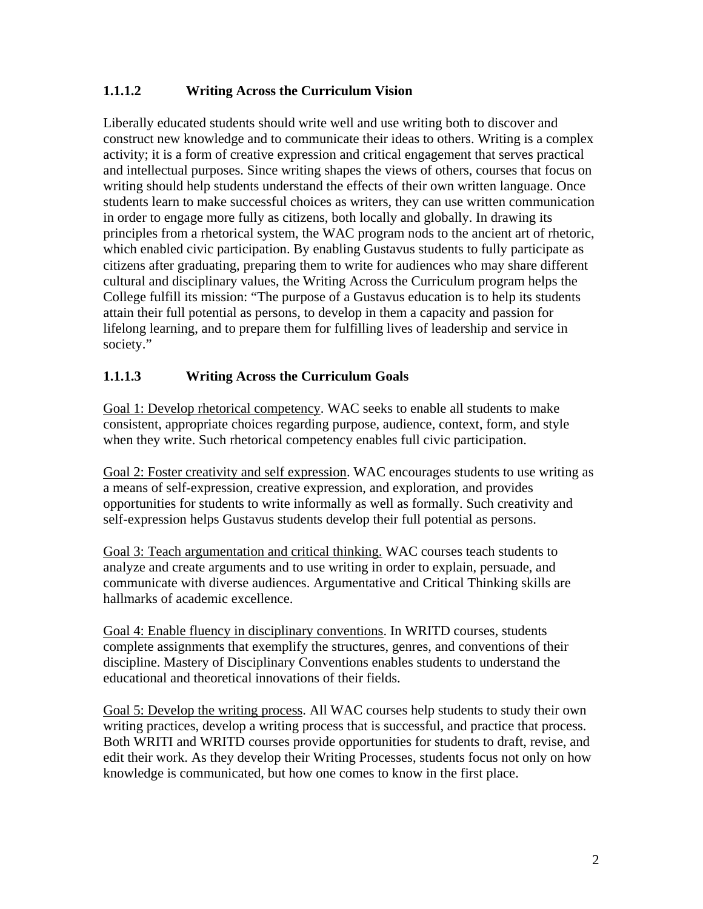### 1.1.1.2 Writing Across the Curriculum Vision

Liberally educated students should write well and use writing both to discover and construct new knowledge and to communicate their ideas to others. Writing is a complex activity; it is a form of creative expression and critical engagement that serves practical and intellectual purposes. Since writing shapes the views of others, courses that focus on writing should help students understand the effects of their own written language. Once students learn to make successful choices as writers, they can use written communication in order to engage more fully as citizens, both locally and globally. In drawing its principles from a rhetorical system, the WAC program nods to the ancient art of rhetoric, which enabled civic participation. By enabling Gustavus students to fully participate as citizens after graduating, preparing them to write for audiences who may share different cultural and disciplinary values, the Writing Across the Curriculum program helps the College fulfill its mission: "The purpose of a Gustavus education is to help its students attain their full potential as persons, to develop in them a capacity and passion for lifelong learning, and to prepare them for fulfilling lives of leadership and service in society."

### 1.1.1.3 Writing Across the Curriculum Goals

<u>Goal 1: Develop rhetorical competency</u>. WAC seeks to enable all students to make consistent, appropriate choices regarding purpose, audience, context, form, and style when they write. Such rhetorical competency enables full civic participation.

<u>Goal 2: Foster creativity and self expression</u>. WAC encourages students to use writing as a means of self-expression, creative expression, and exploration, and provides opportunities for students to write informally as well as formally. Such creativity and self-expression helps Gustavus students develop their full potential as persons.

<u>Goal 3: Teach argumentation and critical thinking.</u> WAC courses teach students to analyze and create arguments and to use writing in order to explain, persuade, and communicate with diverse audiences. Argumentative and Critical Thinking skills are hallmarks of academic excellence.

<u>Goal 4: Enable fluency in disciplinary conventions</u>. In WRITD courses, students complete assignments that exemplify the structures, genres, and conventions of their discipline. Mastery of Disciplinary Conventions enables students to understand the educational and theoretical innovations of their fields.

<u>Goal 5: Develop the writing process</u>. All WAC courses help students to study their own writing practices, develop a writing process that is successful, and practice that process. Both WRITI and WRITD courses provide opportunities for students to draft, revise, and edit their work. As they develop their Writing Processes, students focus not only on how knowledge is communicated, but how one comes to know in the first place.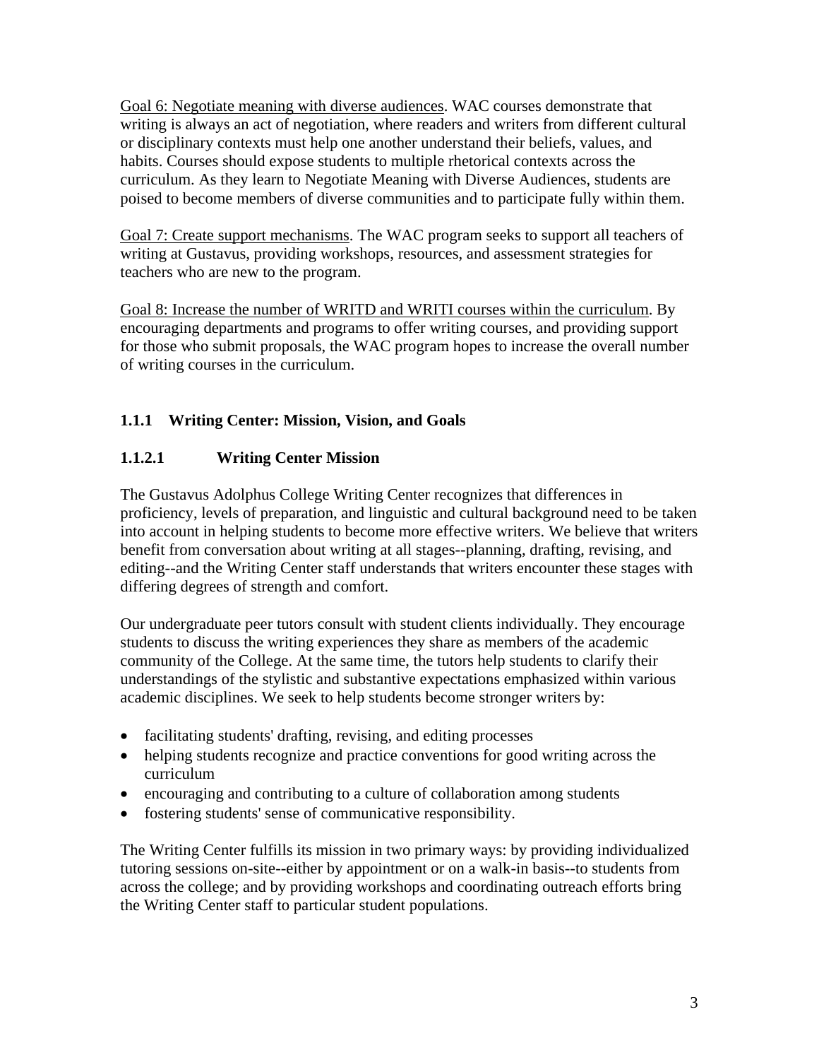<u>Goal 6: Negotiate meaning with diverse audiences</u>. WAC courses demonstrate that writing is always an act of negotiation, where readers and writers from different cultural or disciplinary contexts must help one another understand their beliefs, values, and habits. Courses should expose students to multiple rhetorical contexts across the curriculum. As they learn to Negotiate Meaning with Diverse Audiences, students are poised to become members of diverse communities and to participate fully within them.

<u>Goal 7: Create support mechanisms</u>. The WAC program seeks to support all teachers of writing at Gustavus, providing workshops, resources, and assessment strategies for teachers who are new to the program.

<u>Goal 8: Increase the number of WRITD and WRITI courses within the curriculum</u>. By encouraging departments and programs to offer writing courses, and providing support for those who submit proposals, the WAC program hopes to increase the overall number of writing courses in the curriculum.

### 1.1.1 Writing Center: Mission, Vision, and Goals

#### 1.1.2.1 Writing Center Mission

The Gustavus Adolphus College Writing Center recognizes that differences in proficiency, levels of preparation, and linguistic and cultural background need to be taken into account in helping students to become more effective writers. We believe that writers benefit from conversation about writing at all stages--planning, drafting, revising, and editing--and the Writing Center staff understands that writers encounter these stages with differing degrees of strength and comfort.

Our undergraduate peer tutors consult with student clients individually. They encourage students to discuss the writing experiences they share as members of the academic community of the College. At the same time, the tutors help students to clarify their understandings of the stylistic and substantive expectations emphasized within various academic disciplines. We seek to help students become stronger writers by:

- facilitating students' drafting, revising, and editing processes
- helping students recognize and practice conventions for good writing across the curriculum
- encouraging and contributing to a culture of collaboration among students
- fostering students' sense of communicative responsibility.

The Writing Center fulfills its mission in two primary ways: by providing individualized tutoring sessions on-site--either by appointment or on a walk-in basis--to students from across the college; and by providing workshops and coordinating outreach efforts bring the Writing Center staff to particular student populations.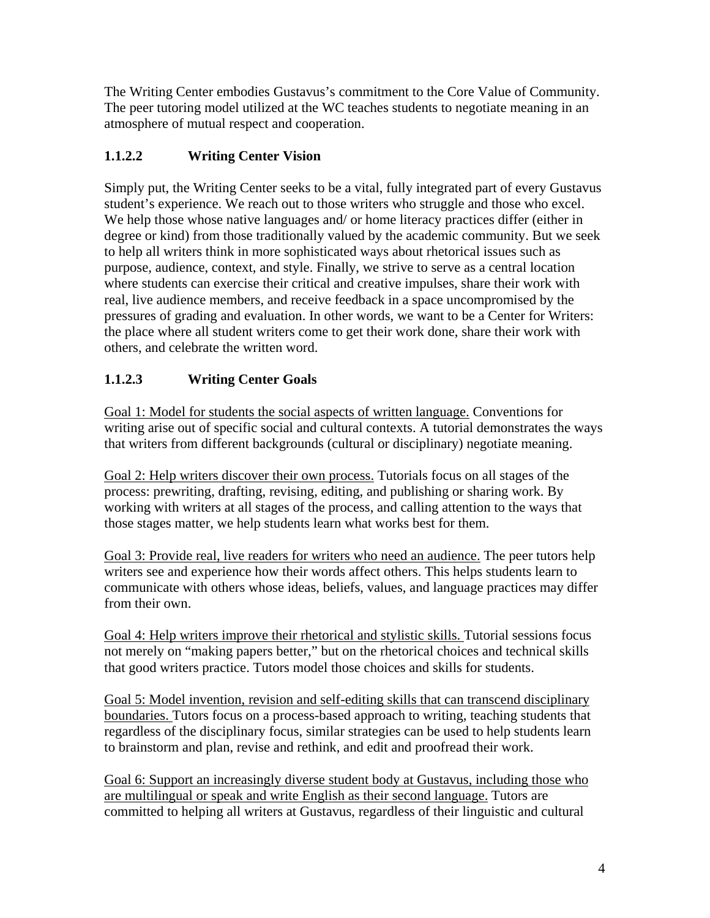The Writing Center embodies Gustavus's commitment to the Core Value of Community. The peer tutoring model utilized at the WC teaches students to negotiate meaning in an atmosphere of mutual respect and cooperation.

#### 1.1.2.2 Writing Center Vision

Simply put, the Writing Center seeks to be a vital, fully integrated part of every Gustavus student's experience. We reach out to those writers who struggle and those who excel. We help those whose native languages and/ or home literacy practices differ (either in degree or kind) from those traditionally valued by the academic community. But we seek to help all writers think in more sophisticated ways about rhetorical issues such as purpose, audience, context, and style. Finally, we strive to serve as a central location where students can exercise their critical and creative impulses, share their work with real, live audience members, and receive feedback in a space uncompromised by the pressures of grading and evaluation. In other words, we want to be a Center for Writers: the place where all student writers come to get their work done, share their work with others, and celebrate the written word.

#### 1.1.2.3 Writing Center Goals

<u>Goal 1: Model for students the social aspects of written language.</u> Conventions for writing arise out of specific social and cultural contexts. A tutorial demonstrates the ways that writers from different backgrounds (cultural or disciplinary) negotiate meaning.

<u>Goal 2: Help writers discover their own process.</u> Tutorials focus on all stages of the process: prewriting, drafting, revising, editing, and publishing or sharing work. By working with writers at all stages of the process, and calling attention to the ways that those stages matter, we help students learn what works best for them.

<u>Goal 3: Provide real, live readers for writers who need an audience.</u> The peer tutors help writers see and experience how their words affect others. This helps students learn to communicate with others whose ideas, beliefs, values, and language practices may differ from their own.

<u>Goal 4: Help writers improve their rhetorical and stylistic skills.</u> Tutorial sessions focus not merely on "making papers better," but on the rhetorical choices and technical skills that good writers practice. Tutors model those choices and skills for students.

<u>Goal 5: Model invention, revision and self-editing skills that can transcend disciplinary boundaries.</u> Tutors focus on a process-based approach to writing, teaching students that regardless of the disciplinary focus, similar strategies can be used to help students learn to brainstorm and plan, revise and rethink, and edit and proofread their work.

<u>Goal 6: Support an increasingly diverse student body at Gustavus, including those who are multilingual or speak and write English as their second language.</u> Tutors are committed to helping all writers at Gustavus, regardless of their linguistic and cultural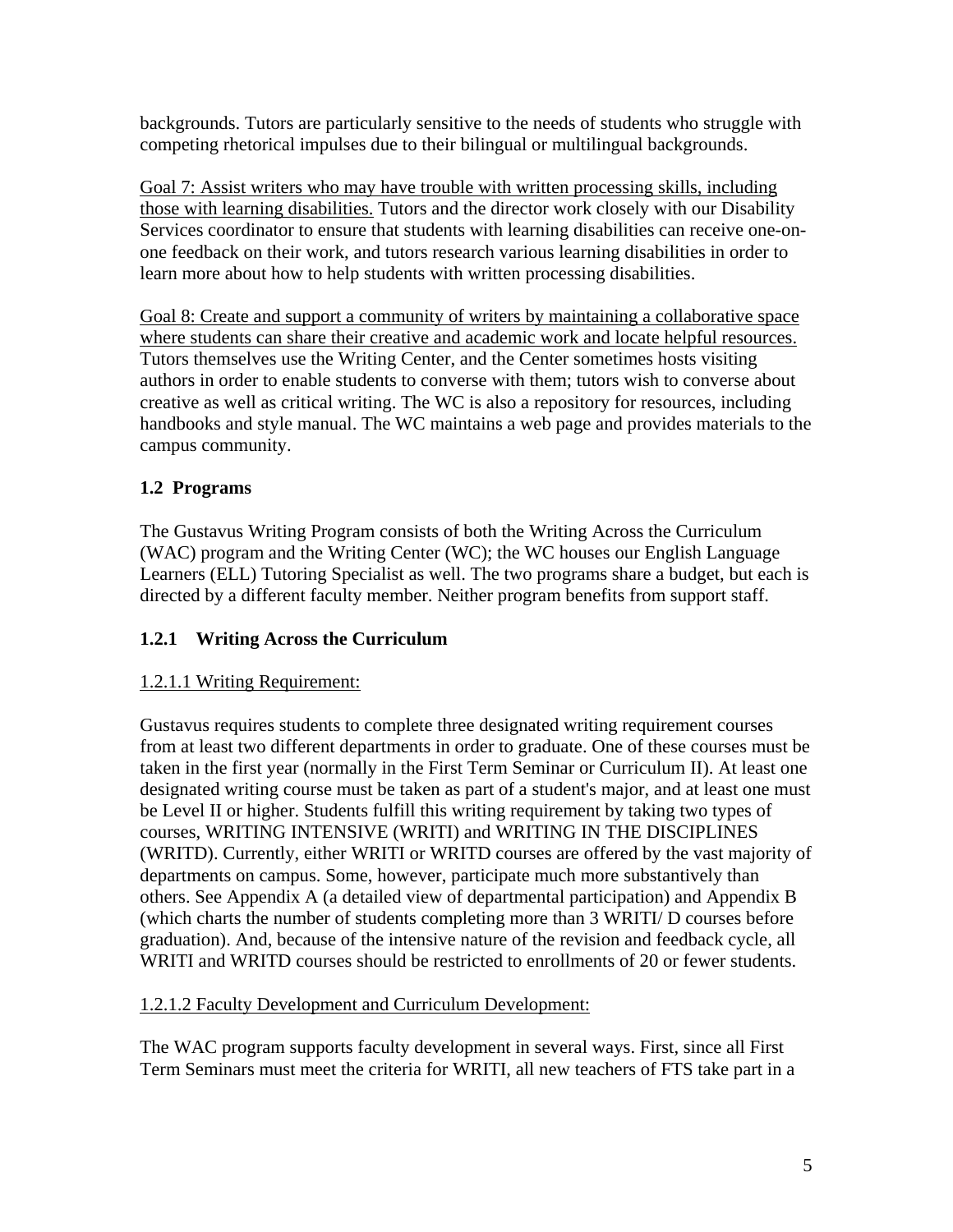backgrounds. Tutors are particularly sensitive to the needs of students who struggle with competing rhetorical impulses due to their bilingual or multilingual backgrounds.

<u>Goal 7: Assist writers who may have trouble with written processing skills, including those with learning disabilities.</u> Tutors and the director work closely with our Disability Services coordinator to ensure that students with learning disabilities can receive one-on-one feedback on their work, and tutors research various learning disabilities in order to learn more about how to help students with written processing disabilities.

<u>Goal 8: Create and support a community of writers by maintaining a collaborative space where students can share their creative and academic work and locate helpful resources.</u> Tutors themselves use the Writing Center, and the Center sometimes hosts visiting authors in order to enable students to converse with them; tutors wish to converse about creative as well as critical writing. The WC is also a repository for resources, including handbooks and style manual. The WC maintains a web page and provides materials to the campus community.

### 1.2 Programs

The Gustavus Writing Program consists of both the Writing Across the Curriculum (WAC) program and the Writing Center (WC); the WC houses our English Language Learners (ELL) Tutoring Specialist as well. The two programs share a budget, but each is directed by a different faculty member. Neither program benefits from support staff.

### 1.2.1 Writing Across the Curriculum

<u>1.2.1.1 Writing Requirement:</u>

Gustavus requires students to complete three designated writing requirement courses from at least two different departments in order to graduate. One of these courses must be taken in the first year (normally in the First Term Seminar or Curriculum II). At least one designated writing course must be taken as part of a student's major, and at least one must be Level II or higher. Students fulfill this writing requirement by taking two types of courses, WRITING INTENSIVE (WRITI) and WRITING IN THE DISCIPLINES (WRITD). Currently, either WRITI or WRITD courses are offered by the vast majority of departments on campus. Some, however, participate much more substantively than others. See Appendix A (a detailed view of departmental participation) and Appendix B (which charts the number of students completing more than 3 WRITI/ D courses before graduation). And, because of the intensive nature of the revision and feedback cycle, all WRITI and WRITD courses should be restricted to enrollments of 20 or fewer students.

<u>1.2.1.2 Faculty Development and Curriculum Development:</u>

The WAC program supports faculty development in several ways. First, since all First Term Seminars must meet the criteria for WRITI, all new teachers of FTS take part in a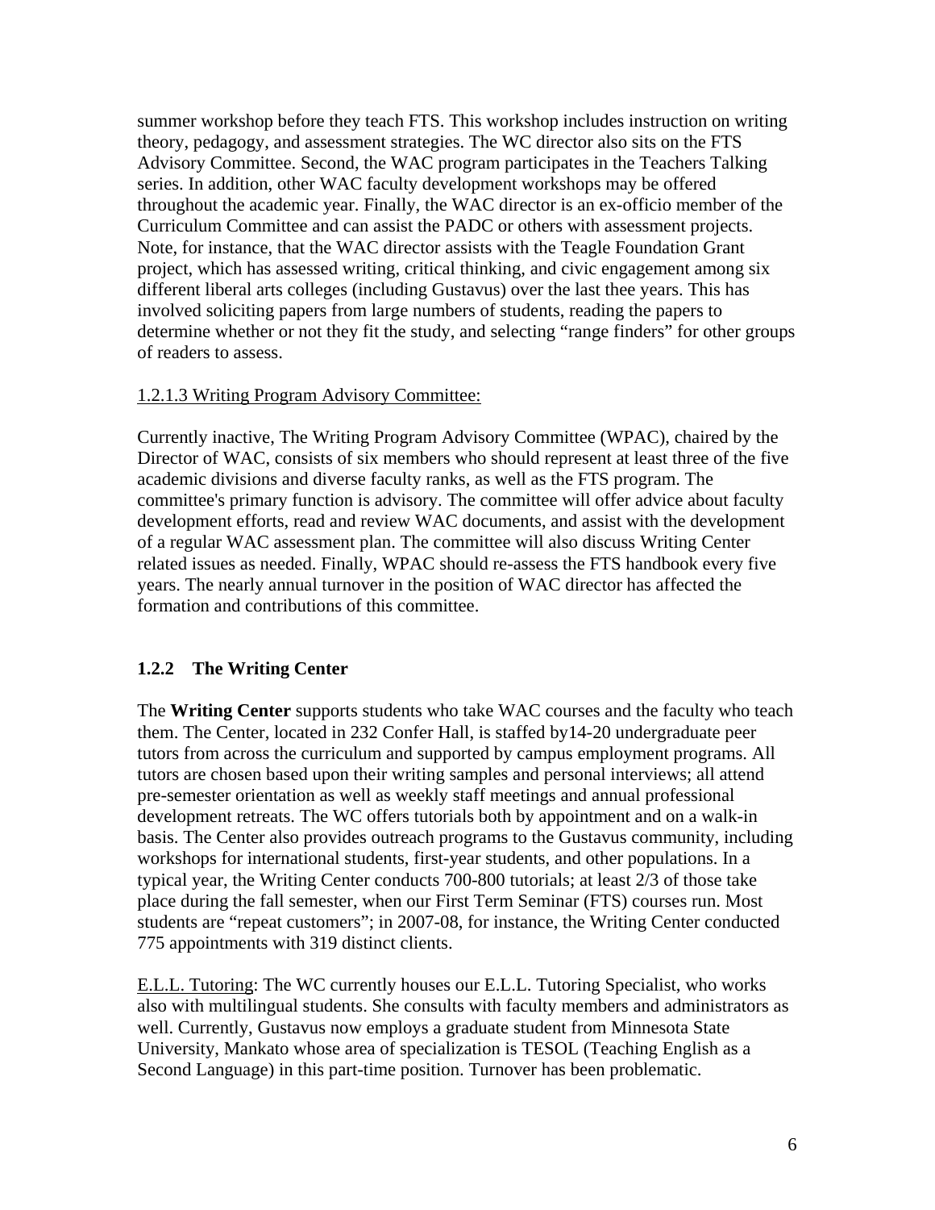summer workshop before they teach FTS. This workshop includes instruction on writing theory, pedagogy, and assessment strategies. The WC director also sits on the FTS Advisory Committee. Second, the WAC program participates in the Teachers Talking series. In addition, other WAC faculty development workshops may be offered throughout the academic year. Finally, the WAC director is an ex-officio member of the Curriculum Committee and can assist the PADC or others with assessment projects. Note, for instance, that the WAC director assists with the Teagle Foundation Grant project, which has assessed writing, critical thinking, and civic engagement among six different liberal arts colleges (including Gustavus) over the last thee years. This has involved soliciting papers from large numbers of students, reading the papers to determine whether or not they fit the study, and selecting "range finders" for other groups of readers to assess.

<u>1.2.1.3 Writing Program Advisory Committee:</u>

Currently inactive, The Writing Program Advisory Committee (WPAC), chaired by the Director of WAC, consists of six members who should represent at least three of the five academic divisions and diverse faculty ranks, as well as the FTS program. The committee's primary function is advisory. The committee will offer advice about faculty development efforts, read and review WAC documents, and assist with the development of a regular WAC assessment plan. The committee will also discuss Writing Center related issues as needed. Finally, WPAC should re-assess the FTS handbook every five years. The nearly annual turnover in the position of WAC director has affected the formation and contributions of this committee.

### 1.2.2 The Writing Center

The **Writing Center** supports students who take WAC courses and the faculty who teach them. The Center, located in 232 Confer Hall, is staffed by14-20 undergraduate peer tutors from across the curriculum and supported by campus employment programs. All tutors are chosen based upon their writing samples and personal interviews; all attend pre-semester orientation as well as weekly staff meetings and annual professional development retreats. The WC offers tutorials both by appointment and on a walk-in basis. The Center also provides outreach programs to the Gustavus community, including workshops for international students, first-year students, and other populations. In a typical year, the Writing Center conducts 700-800 tutorials; at least 2/3 of those take place during the fall semester, when our First Term Seminar (FTS) courses run. Most students are "repeat customers"; in 2007-08, for instance, the Writing Center conducted 775 appointments with 319 distinct clients.

<u>E.L.L. Tutoring</u>: The WC currently houses our E.L.L. Tutoring Specialist, who works also with multilingual students. She consults with faculty members and administrators as well. Currently, Gustavus now employs a graduate student from Minnesota State University, Mankato whose area of specialization is TESOL (Teaching English as a Second Language) in this part-time position. Turnover has been problematic.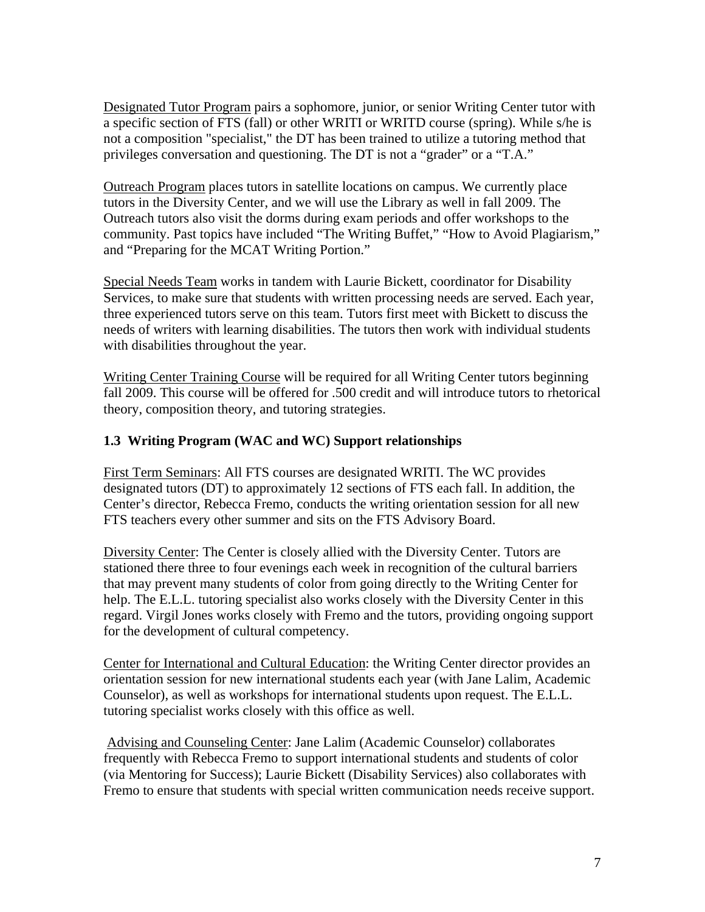Designated Tutor Program pairs a sophomore, junior, or senior Writing Center tutor with a specific section of FTS (fall) or other WRITI or WRITD course (spring). While s/he is not a composition "specialist," the DT has been trained to utilize a tutoring method that privileges conversation and questioning. The DT is not a "grader" or a "T.A."

Outreach Program places tutors in satellite locations on campus. We currently place tutors in the Diversity Center, and we will use the Library as well in fall 2009. The Outreach tutors also visit the dorms during exam periods and offer workshops to the community. Past topics have included "The Writing Buffet," "How to Avoid Plagiarism," and "Preparing for the MCAT Writing Portion."

Special Needs Team works in tandem with Laurie Bickett, coordinator for Disability Services, to make sure that students with written processing needs are served. Each year, three experienced tutors serve on this team. Tutors first meet with Bickett to discuss the needs of writers with learning disabilities. The tutors then work with individual students with disabilities throughout the year.

Writing Center Training Course will be required for all Writing Center tutors beginning fall 2009. This course will be offered for .500 credit and will introduce tutors to rhetorical theory, composition theory, and tutoring strategies.

### 1.3 Writing Program (WAC and WC) Support relationships

First Term Seminars: All FTS courses are designated WRITI. The WC provides designated tutors (DT) to approximately 12 sections of FTS each fall. In addition, the Center's director, Rebecca Fremo, conducts the writing orientation session for all new FTS teachers every other summer and sits on the FTS Advisory Board.

Diversity Center: The Center is closely allied with the Diversity Center. Tutors are stationed there three to four evenings each week in recognition of the cultural barriers that may prevent many students of color from going directly to the Writing Center for help. The E.L.L. tutoring specialist also works closely with the Diversity Center in this regard. Virgil Jones works closely with Fremo and the tutors, providing ongoing support for the development of cultural competency.

Center for International and Cultural Education: the Writing Center director provides an orientation session for new international students each year (with Jane Lalim, Academic Counselor), as well as workshops for international students upon request. The E.L.L. tutoring specialist works closely with this office as well.

Advising and Counseling Center: Jane Lalim (Academic Counselor) collaborates frequently with Rebecca Fremo to support international students and students of color (via Mentoring for Success); Laurie Bickett (Disability Services) also collaborates with Fremo to ensure that students with special written communication needs receive support.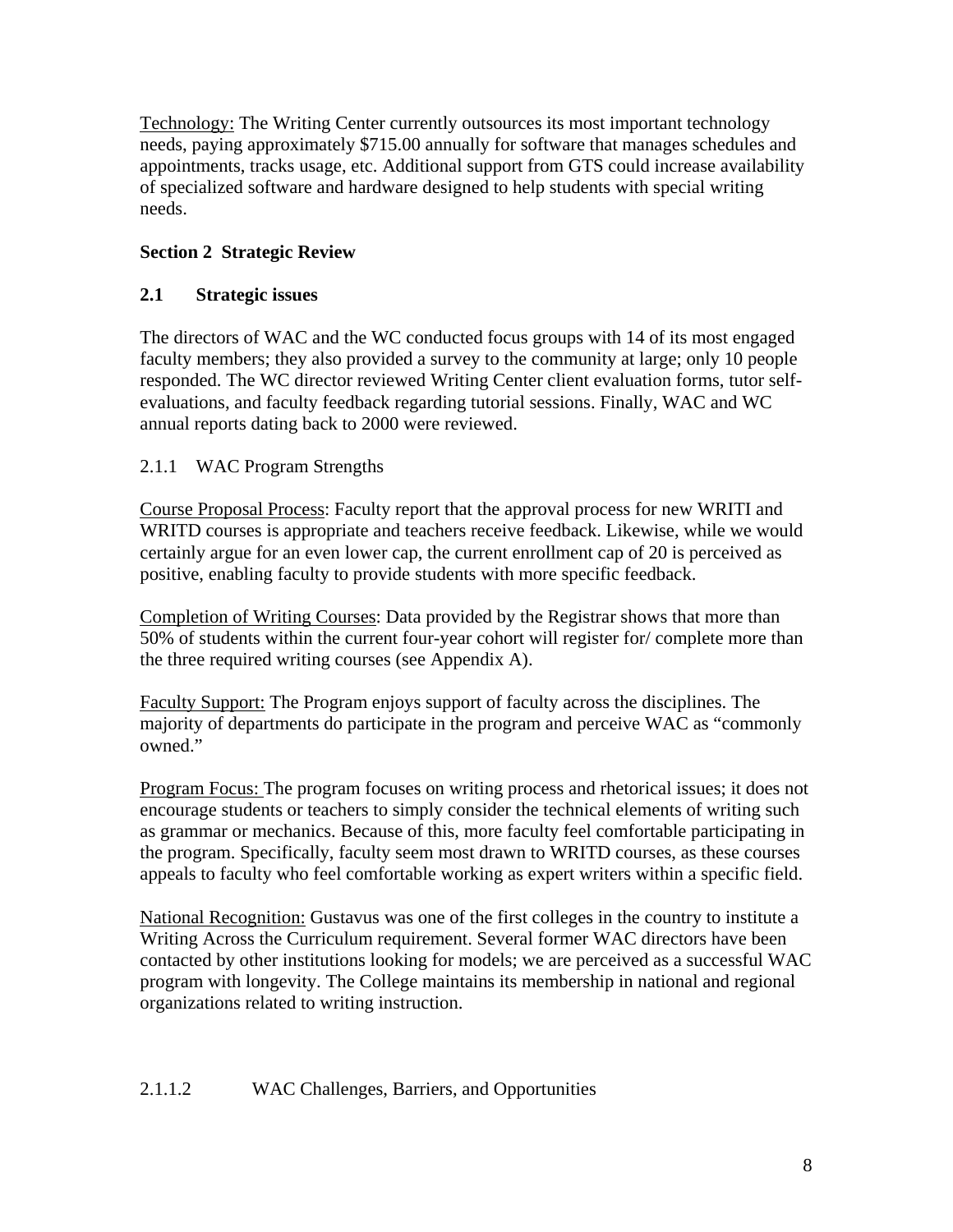<u>Technology:</u> The Writing Center currently outsources its most important technology needs, paying approximately $715.00 annually for software that manages schedules and appointments, tracks usage, etc. Additional support from GTS could increase availability of specialized software and hardware designed to help students with special writing needs.

## Section 2 Strategic Review

### 2.1 Strategic issues

The directors of WAC and the WC conducted focus groups with 14 of its most engaged faculty members; they also provided a survey to the community at large; only 10 people responded. The WC director reviewed Writing Center client evaluation forms, tutor self-evaluations, and faculty feedback regarding tutorial sessions. Finally, WAC and WC annual reports dating back to 2000 were reviewed.

#### 2.1.1 WAC Program Strengths

<u>Course Proposal Process</u>: Faculty report that the approval process for new WRITI and WRITD courses is appropriate and teachers receive feedback. Likewise, while we would certainly argue for an even lower cap, the current enrollment cap of 20 is perceived as positive, enabling faculty to provide students with more specific feedback.

<u>Completion of Writing Courses</u>: Data provided by the Registrar shows that more than 50% of students within the current four-year cohort will register for/ complete more than the three required writing courses (see Appendix A).

<u>Faculty Support:</u> The Program enjoys support of faculty across the disciplines. The majority of departments do participate in the program and perceive WAC as "commonly owned."

<u>Program Focus:</u> The program focuses on writing process and rhetorical issues; it does not encourage students or teachers to simply consider the technical elements of writing such as grammar or mechanics. Because of this, more faculty feel comfortable participating in the program. Specifically, faculty seem most drawn to WRITD courses, as these courses appeals to faculty who feel comfortable working as expert writers within a specific field.

<u>National Recognition:</u> Gustavus was one of the first colleges in the country to institute a Writing Across the Curriculum requirement. Several former WAC directors have been contacted by other institutions looking for models; we are perceived as a successful WAC program with longevity. The College maintains its membership in national and regional organizations related to writing instruction.

##### 2.1.1.2 WAC Challenges, Barriers, and Opportunities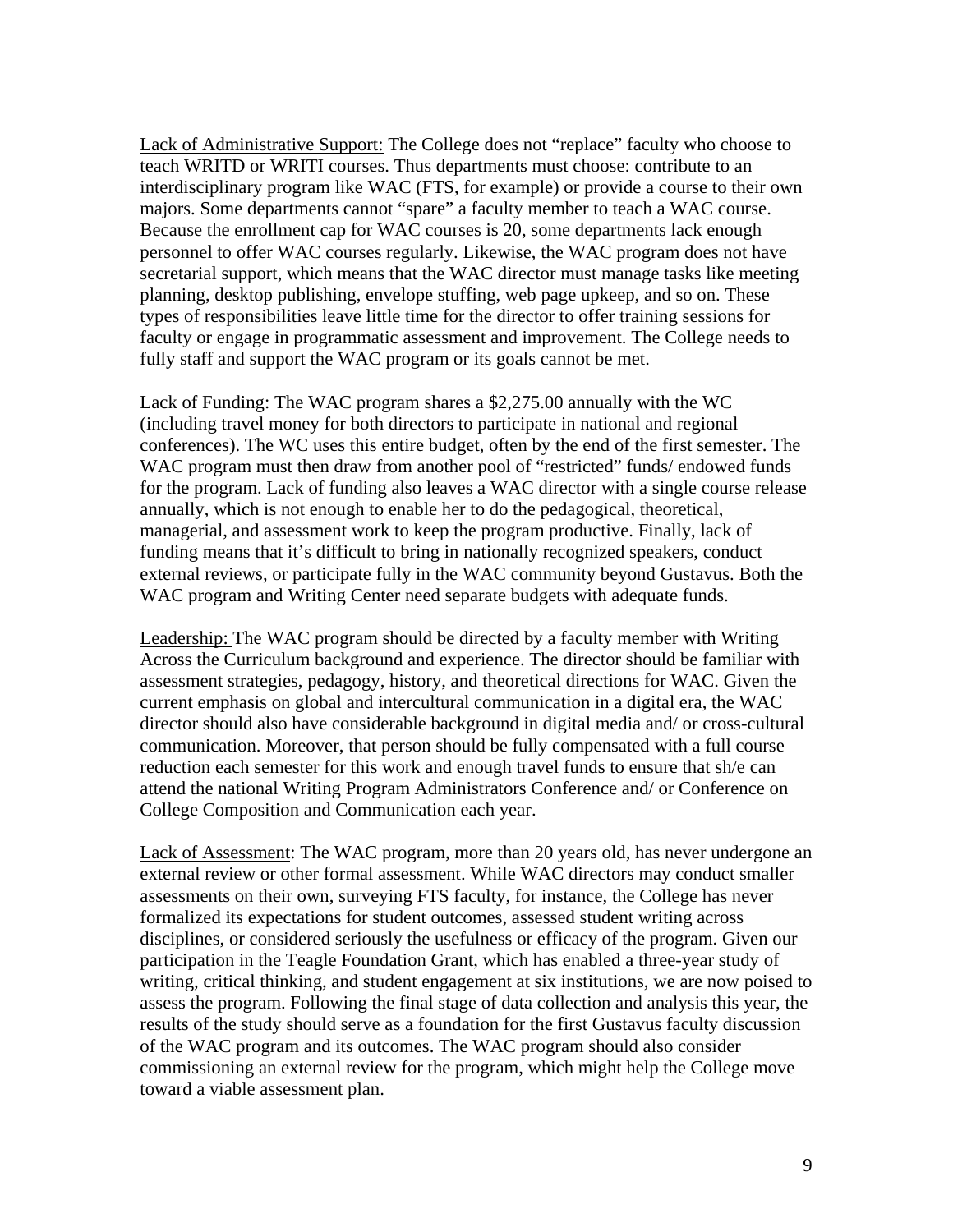<u>Lack of Administrative Support:</u> The College does not "replace" faculty who choose to teach WRITD or WRITI courses. Thus departments must choose: contribute to an interdisciplinary program like WAC (FTS, for example) or provide a course to their own majors. Some departments cannot "spare" a faculty member to teach a WAC course. Because the enrollment cap for WAC courses is 20, some departments lack enough personnel to offer WAC courses regularly. Likewise, the WAC program does not have secretarial support, which means that the WAC director must manage tasks like meeting planning, desktop publishing, envelope stuffing, web page upkeep, and so on. These types of responsibilities leave little time for the director to offer training sessions for faculty or engage in programmatic assessment and improvement. The College needs to fully staff and support the WAC program or its goals cannot be met.

<u>Lack of Funding:</u> The WAC program shares a $2,275.00 annually with the WC (including travel money for both directors to participate in national and regional conferences). The WC uses this entire budget, often by the end of the first semester. The WAC program must then draw from another pool of "restricted" funds/ endowed funds for the program. Lack of funding also leaves a WAC director with a single course release annually, which is not enough to enable her to do the pedagogical, theoretical, managerial, and assessment work to keep the program productive. Finally, lack of funding means that it's difficult to bring in nationally recognized speakers, conduct external reviews, or participate fully in the WAC community beyond Gustavus. Both the WAC program and Writing Center need separate budgets with adequate funds.

<u>Leadership:</u> The WAC program should be directed by a faculty member with Writing Across the Curriculum background and experience. The director should be familiar with assessment strategies, pedagogy, history, and theoretical directions for WAC. Given the current emphasis on global and intercultural communication in a digital era, the WAC director should also have considerable background in digital media and/ or cross-cultural communication. Moreover, that person should be fully compensated with a full course reduction each semester for this work and enough travel funds to ensure that sh/e can attend the national Writing Program Administrators Conference and/ or Conference on College Composition and Communication each year.

<u>Lack of Assessment</u>: The WAC program, more than 20 years old, has never undergone an external review or other formal assessment. While WAC directors may conduct smaller assessments on their own, surveying FTS faculty, for instance, the College has never formalized its expectations for student outcomes, assessed student writing across disciplines, or considered seriously the usefulness or efficacy of the program. Given our participation in the Teagle Foundation Grant, which has enabled a three-year study of writing, critical thinking, and student engagement at six institutions, we are now poised to assess the program. Following the final stage of data collection and analysis this year, the results of the study should serve as a foundation for the first Gustavus faculty discussion of the WAC program and its outcomes. The WAC program should also consider commissioning an external review for the program, which might help the College move toward a viable assessment plan.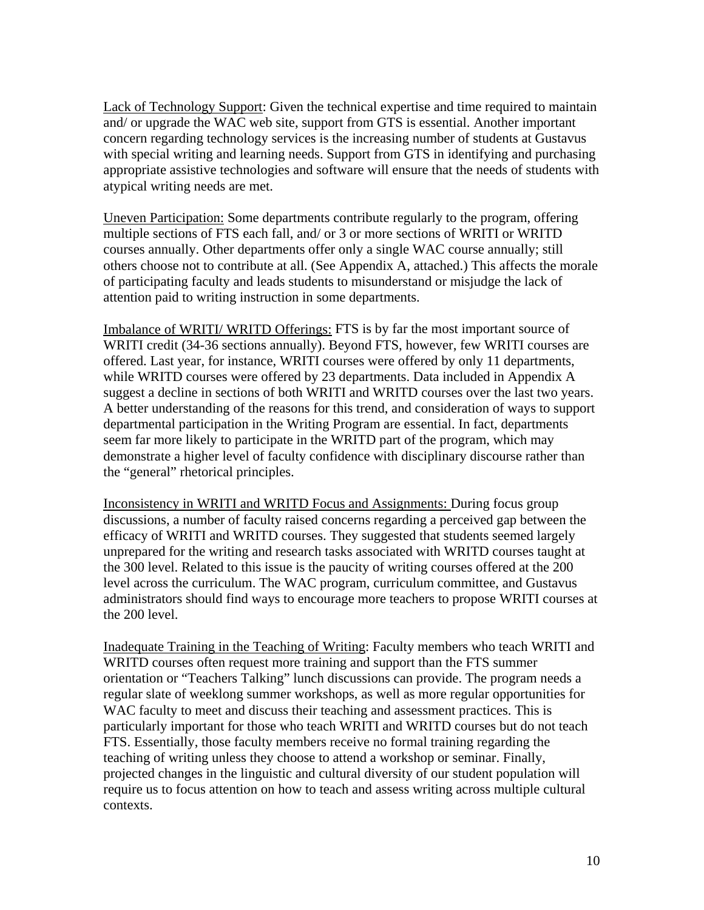<u>Lack of Technology Support</u>: Given the technical expertise and time required to maintain and/ or upgrade the WAC web site, support from GTS is essential. Another important concern regarding technology services is the increasing number of students at Gustavus with special writing and learning needs. Support from GTS in identifying and purchasing appropriate assistive technologies and software will ensure that the needs of students with atypical writing needs are met.

<u>Uneven Participation:</u> Some departments contribute regularly to the program, offering multiple sections of FTS each fall, and/ or 3 or more sections of WRITI or WRITD courses annually. Other departments offer only a single WAC course annually; still others choose not to contribute at all. (See Appendix A, attached.) This affects the morale of participating faculty and leads students to misunderstand or misjudge the lack of attention paid to writing instruction in some departments.

<u>Imbalance of WRITI/ WRITD Offerings:</u> FTS is by far the most important source of WRITI credit (34-36 sections annually). Beyond FTS, however, few WRITI courses are offered. Last year, for instance, WRITI courses were offered by only 11 departments, while WRITD courses were offered by 23 departments. Data included in Appendix A suggest a decline in sections of both WRITI and WRITD courses over the last two years. A better understanding of the reasons for this trend, and consideration of ways to support departmental participation in the Writing Program are essential. In fact, departments seem far more likely to participate in the WRITD part of the program, which may demonstrate a higher level of faculty confidence with disciplinary discourse rather than the "general" rhetorical principles.

<u>Inconsistency in WRITI and WRITD Focus and Assignments:</u> During focus group discussions, a number of faculty raised concerns regarding a perceived gap between the efficacy of WRITI and WRITD courses. They suggested that students seemed largely unprepared for the writing and research tasks associated with WRITD courses taught at the 300 level. Related to this issue is the paucity of writing courses offered at the 200 level across the curriculum. The WAC program, curriculum committee, and Gustavus administrators should find ways to encourage more teachers to propose WRITI courses at the 200 level.

<u>Inadequate Training in the Teaching of Writing</u>: Faculty members who teach WRITI and WRITD courses often request more training and support than the FTS summer orientation or "Teachers Talking" lunch discussions can provide. The program needs a regular slate of weeklong summer workshops, as well as more regular opportunities for WAC faculty to meet and discuss their teaching and assessment practices. This is particularly important for those who teach WRITI and WRITD courses but do not teach FTS. Essentially, those faculty members receive no formal training regarding the teaching of writing unless they choose to attend a workshop or seminar. Finally, projected changes in the linguistic and cultural diversity of our student population will require us to focus attention on how to teach and assess writing across multiple cultural contexts.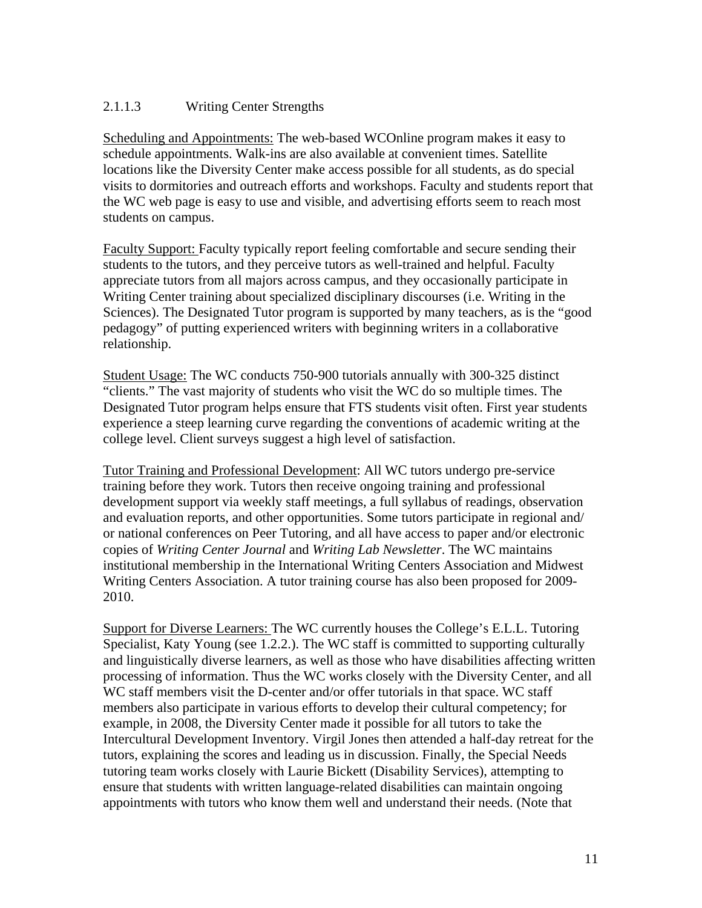### 2.1.1.3 Writing Center Strengths

Scheduling and Appointments: The web-based WCOnline program makes it easy to schedule appointments. Walk-ins are also available at convenient times. Satellite locations like the Diversity Center make access possible for all students, as do special visits to dormitories and outreach efforts and workshops. Faculty and students report that the WC web page is easy to use and visible, and advertising efforts seem to reach most students on campus.

Faculty Support: Faculty typically report feeling comfortable and secure sending their students to the tutors, and they perceive tutors as well-trained and helpful. Faculty appreciate tutors from all majors across campus, and they occasionally participate in Writing Center training about specialized disciplinary discourses (i.e. Writing in the Sciences). The Designated Tutor program is supported by many teachers, as is the "good pedagogy" of putting experienced writers with beginning writers in a collaborative relationship.

Student Usage: The WC conducts 750-900 tutorials annually with 300-325 distinct "clients." The vast majority of students who visit the WC do so multiple times. The Designated Tutor program helps ensure that FTS students visit often. First year students experience a steep learning curve regarding the conventions of academic writing at the college level. Client surveys suggest a high level of satisfaction.

Tutor Training and Professional Development: All WC tutors undergo pre-service training before they work. Tutors then receive ongoing training and professional development support via weekly staff meetings, a full syllabus of readings, observation and evaluation reports, and other opportunities. Some tutors participate in regional and/ or national conferences on Peer Tutoring, and all have access to paper and/or electronic copies of *Writing Center Journal* and *Writing Lab Newsletter*. The WC maintains institutional membership in the International Writing Centers Association and Midwest Writing Centers Association. A tutor training course has also been proposed for 2009-2010.

Support for Diverse Learners: The WC currently houses the College's E.L.L. Tutoring Specialist, Katy Young (see 1.2.2.). The WC staff is committed to supporting culturally and linguistically diverse learners, as well as those who have disabilities affecting written processing of information. Thus the WC works closely with the Diversity Center, and all WC staff members visit the D-center and/or offer tutorials in that space. WC staff members also participate in various efforts to develop their cultural competency; for example, in 2008, the Diversity Center made it possible for all tutors to take the Intercultural Development Inventory. Virgil Jones then attended a half-day retreat for the tutors, explaining the scores and leading us in discussion. Finally, the Special Needs tutoring team works closely with Laurie Bickett (Disability Services), attempting to ensure that students with written language-related disabilities can maintain ongoing appointments with tutors who know them well and understand their needs. (Note that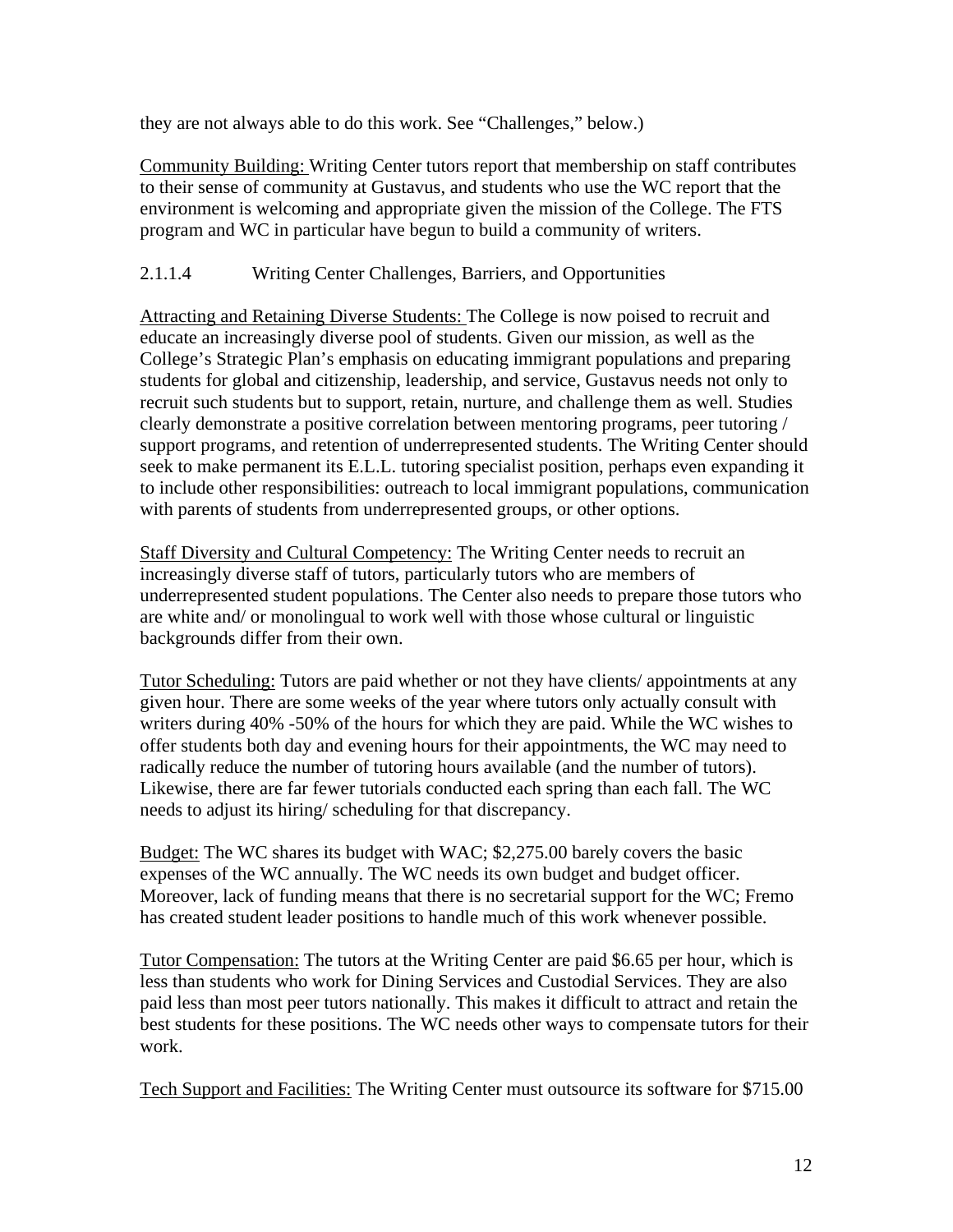they are not always able to do this work. See "Challenges," below.)

<u>Community Building:</u> Writing Center tutors report that membership on staff contributes to their sense of community at Gustavus, and students who use the WC report that the environment is welcoming and appropriate given the mission of the College. The FTS program and WC in particular have begun to build a community of writers.

2.1.1.4 Writing Center Challenges, Barriers, and Opportunities

<u>Attracting and Retaining Diverse Students:</u> The College is now poised to recruit and educate an increasingly diverse pool of students. Given our mission, as well as the College's Strategic Plan's emphasis on educating immigrant populations and preparing students for global and citizenship, leadership, and service, Gustavus needs not only to recruit such students but to support, retain, nurture, and challenge them as well. Studies clearly demonstrate a positive correlation between mentoring programs, peer tutoring / support programs, and retention of underrepresented students. The Writing Center should seek to make permanent its E.L.L. tutoring specialist position, perhaps even expanding it to include other responsibilities: outreach to local immigrant populations, communication with parents of students from underrepresented groups, or other options.

<u>Staff Diversity and Cultural Competency:</u> The Writing Center needs to recruit an increasingly diverse staff of tutors, particularly tutors who are members of underrepresented student populations. The Center also needs to prepare those tutors who are white and/ or monolingual to work well with those whose cultural or linguistic backgrounds differ from their own.

<u>Tutor Scheduling:</u> Tutors are paid whether or not they have clients/ appointments at any given hour. There are some weeks of the year where tutors only actually consult with writers during 40% -50% of the hours for which they are paid. While the WC wishes to offer students both day and evening hours for their appointments, the WC may need to radically reduce the number of tutoring hours available (and the number of tutors). Likewise, there are far fewer tutorials conducted each spring than each fall. The WC needs to adjust its hiring/ scheduling for that discrepancy.

<u>Budget:</u> The WC shares its budget with WAC; $2,275.00 barely covers the basic expenses of the WC annually. The WC needs its own budget and budget officer. Moreover, lack of funding means that there is no secretarial support for the WC; Fremo has created student leader positions to handle much of this work whenever possible.

<u>Tutor Compensation:</u> The tutors at the Writing Center are paid $6.65 per hour, which is less than students who work for Dining Services and Custodial Services. They are also paid less than most peer tutors nationally. This makes it difficult to attract and retain the best students for these positions. The WC needs other ways to compensate tutors for their work.

<u>Tech Support and Facilities:</u> The Writing Center must outsource its software for $715.00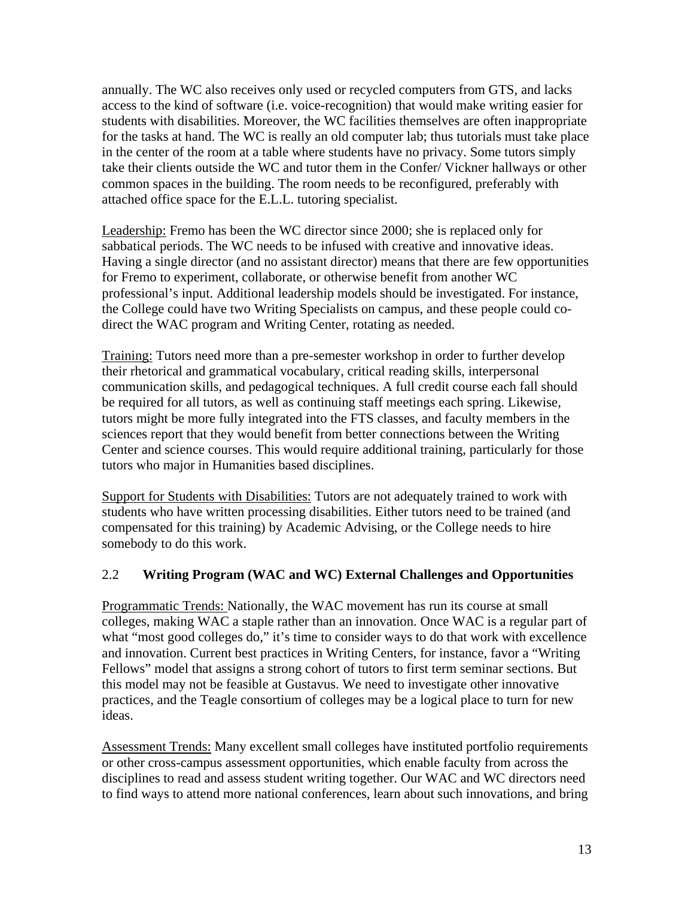annually. The WC also receives only used or recycled computers from GTS, and lacks access to the kind of software (i.e. voice-recognition) that would make writing easier for students with disabilities. Moreover, the WC facilities themselves are often inappropriate for the tasks at hand. The WC is really an old computer lab; thus tutorials must take place in the center of the room at a table where students have no privacy. Some tutors simply take their clients outside the WC and tutor them in the Confer/ Vickner hallways or other common spaces in the building. The room needs to be reconfigured, preferably with attached office space for the E.L.L. tutoring specialist.

<u>Leadership:</u> Fremo has been the WC director since 2000; she is replaced only for sabbatical periods. The WC needs to be infused with creative and innovative ideas. Having a single director (and no assistant director) means that there are few opportunities for Fremo to experiment, collaborate, or otherwise benefit from another WC professional's input. Additional leadership models should be investigated. For instance, the College could have two Writing Specialists on campus, and these people could co-direct the WAC program and Writing Center, rotating as needed.

<u>Training:</u> Tutors need more than a pre-semester workshop in order to further develop their rhetorical and grammatical vocabulary, critical reading skills, interpersonal communication skills, and pedagogical techniques. A full credit course each fall should be required for all tutors, as well as continuing staff meetings each spring. Likewise, tutors might be more fully integrated into the FTS classes, and faculty members in the sciences report that they would benefit from better connections between the Writing Center and science courses. This would require additional training, particularly for those tutors who major in Humanities based disciplines.

<u>Support for Students with Disabilities:</u> Tutors are not adequately trained to work with students who have written processing disabilities. Either tutors need to be trained (and compensated for this training) by Academic Advising, or the College needs to hire somebody to do this work.

## 2.2 Writing Program (WAC and WC) External Challenges and Opportunities

<u>Programmatic Trends:</u> Nationally, the WAC movement has run its course at small colleges, making WAC a staple rather than an innovation. Once WAC is a regular part of what "most good colleges do," it's time to consider ways to do that work with excellence and innovation. Current best practices in Writing Centers, for instance, favor a "Writing Fellows" model that assigns a strong cohort of tutors to first term seminar sections. But this model may not be feasible at Gustavus. We need to investigate other innovative practices, and the Teagle consortium of colleges may be a logical place to turn for new ideas.

<u>Assessment Trends:</u> Many excellent small colleges have instituted portfolio requirements or other cross-campus assessment opportunities, which enable faculty from across the disciplines to read and assess student writing together. Our WAC and WC directors need to find ways to attend more national conferences, learn about such innovations, and bring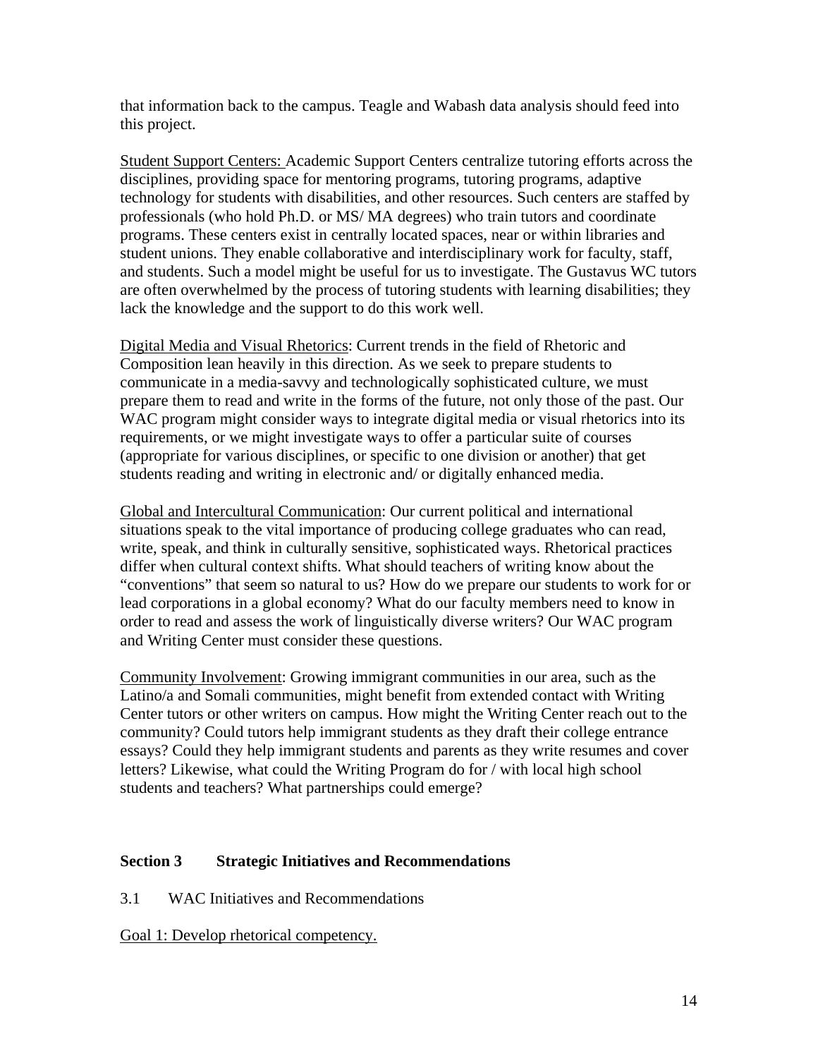that information back to the campus. Teagle and Wabash data analysis should feed into this project.

Student Support Centers: Academic Support Centers centralize tutoring efforts across the disciplines, providing space for mentoring programs, tutoring programs, adaptive technology for students with disabilities, and other resources. Such centers are staffed by professionals (who hold Ph.D. or MS/ MA degrees) who train tutors and coordinate programs. These centers exist in centrally located spaces, near or within libraries and student unions. They enable collaborative and interdisciplinary work for faculty, staff, and students. Such a model might be useful for us to investigate. The Gustavus WC tutors are often overwhelmed by the process of tutoring students with learning disabilities; they lack the knowledge and the support to do this work well.

Digital Media and Visual Rhetorics: Current trends in the field of Rhetoric and Composition lean heavily in this direction. As we seek to prepare students to communicate in a media-savvy and technologically sophisticated culture, we must prepare them to read and write in the forms of the future, not only those of the past. Our WAC program might consider ways to integrate digital media or visual rhetorics into its requirements, or we might investigate ways to offer a particular suite of courses (appropriate for various disciplines, or specific to one division or another) that get students reading and writing in electronic and/ or digitally enhanced media.

Global and Intercultural Communication: Our current political and international situations speak to the vital importance of producing college graduates who can read, write, speak, and think in culturally sensitive, sophisticated ways. Rhetorical practices differ when cultural context shifts. What should teachers of writing know about the "conventions" that seem so natural to us? How do we prepare our students to work for or lead corporations in a global economy? What do our faculty members need to know in order to read and assess the work of linguistically diverse writers? Our WAC program and Writing Center must consider these questions.

Community Involvement: Growing immigrant communities in our area, such as the Latino/a and Somali communities, might benefit from extended contact with Writing Center tutors or other writers on campus. How might the Writing Center reach out to the community? Could tutors help immigrant students as they draft their college entrance essays? Could they help immigrant students and parents as they write resumes and cover letters? Likewise, what could the Writing Program do for / with local high school students and teachers? What partnerships could emerge?

## Section 3 Strategic Initiatives and Recommendations

### 3.1 WAC Initiatives and Recommendations

Goal 1: Develop rhetorical competency.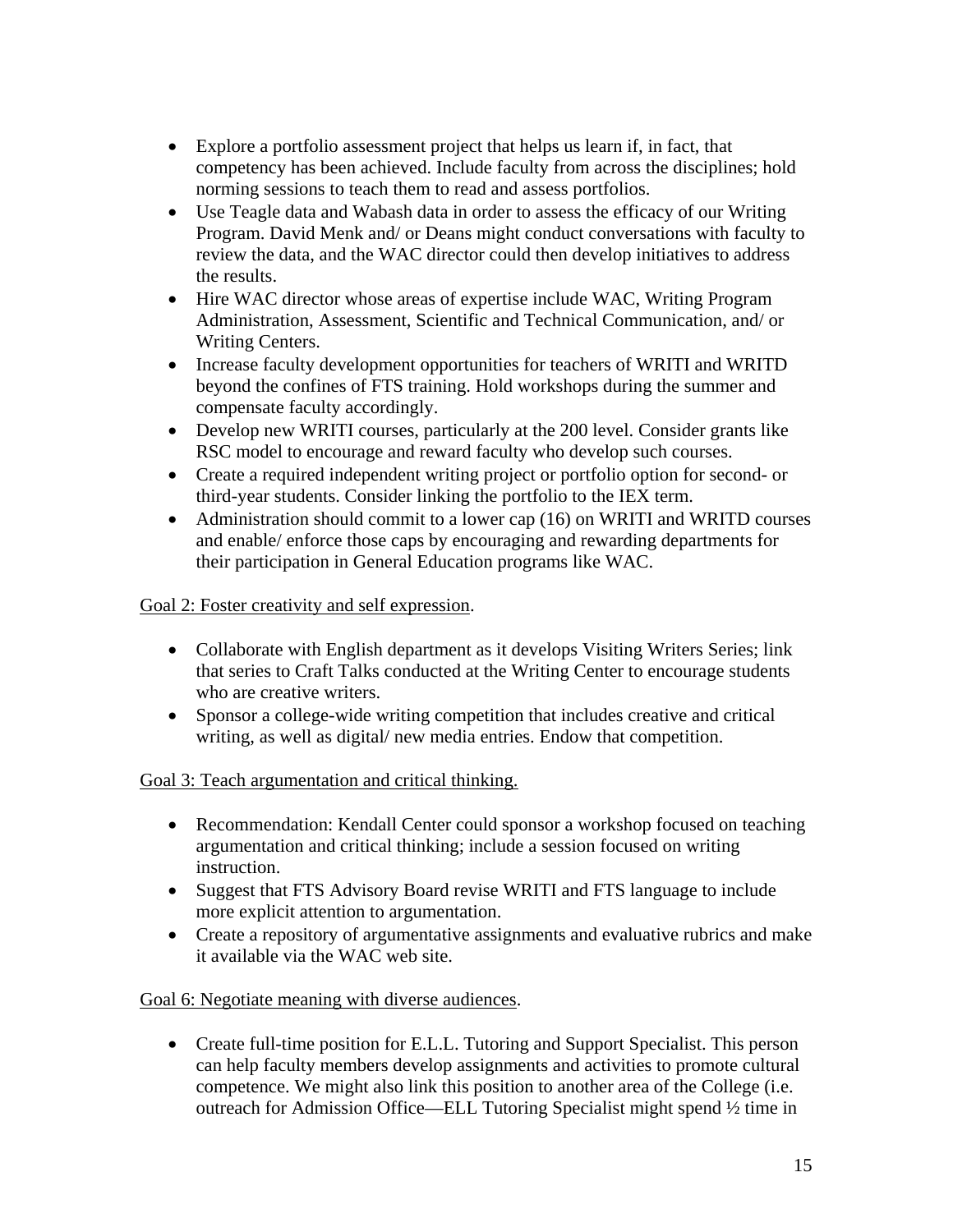- Explore a portfolio assessment project that helps us learn if, in fact, that competency has been achieved. Include faculty from across the disciplines; hold norming sessions to teach them to read and assess portfolios.
- Use Teagle data and Wabash data in order to assess the efficacy of our Writing Program. David Menk and/ or Deans might conduct conversations with faculty to review the data, and the WAC director could then develop initiatives to address the results.
- Hire WAC director whose areas of expertise include WAC, Writing Program Administration, Assessment, Scientific and Technical Communication, and/ or Writing Centers.
- Increase faculty development opportunities for teachers of WRITI and WRITD beyond the confines of FTS training. Hold workshops during the summer and compensate faculty accordingly.
- Develop new WRITI courses, particularly at the 200 level. Consider grants like RSC model to encourage and reward faculty who develop such courses.
- Create a required independent writing project or portfolio option for second- or third-year students. Consider linking the portfolio to the IEX term.
- Administration should commit to a lower cap (16) on WRITI and WRITD courses and enable/ enforce those caps by encouraging and rewarding departments for their participation in General Education programs like WAC.

<u>Goal 2: Foster creativity and self expression</u>.

- Collaborate with English department as it develops Visiting Writers Series; link that series to Craft Talks conducted at the Writing Center to encourage students who are creative writers.
- Sponsor a college-wide writing competition that includes creative and critical writing, as well as digital/ new media entries. Endow that competition.

<u>Goal 3: Teach argumentation and critical thinking.</u>

- Recommendation: Kendall Center could sponsor a workshop focused on teaching argumentation and critical thinking; include a session focused on writing instruction.
- Suggest that FTS Advisory Board revise WRITI and FTS language to include more explicit attention to argumentation.
- Create a repository of argumentative assignments and evaluative rubrics and make it available via the WAC web site.

<u>Goal 6: Negotiate meaning with diverse audiences</u>.

- Create full-time position for E.L.L. Tutoring and Support Specialist. This person can help faculty members develop assignments and activities to promote cultural competence. We might also link this position to another area of the College (i.e. outreach for Admission Office—ELL Tutoring Specialist might spend ½ time in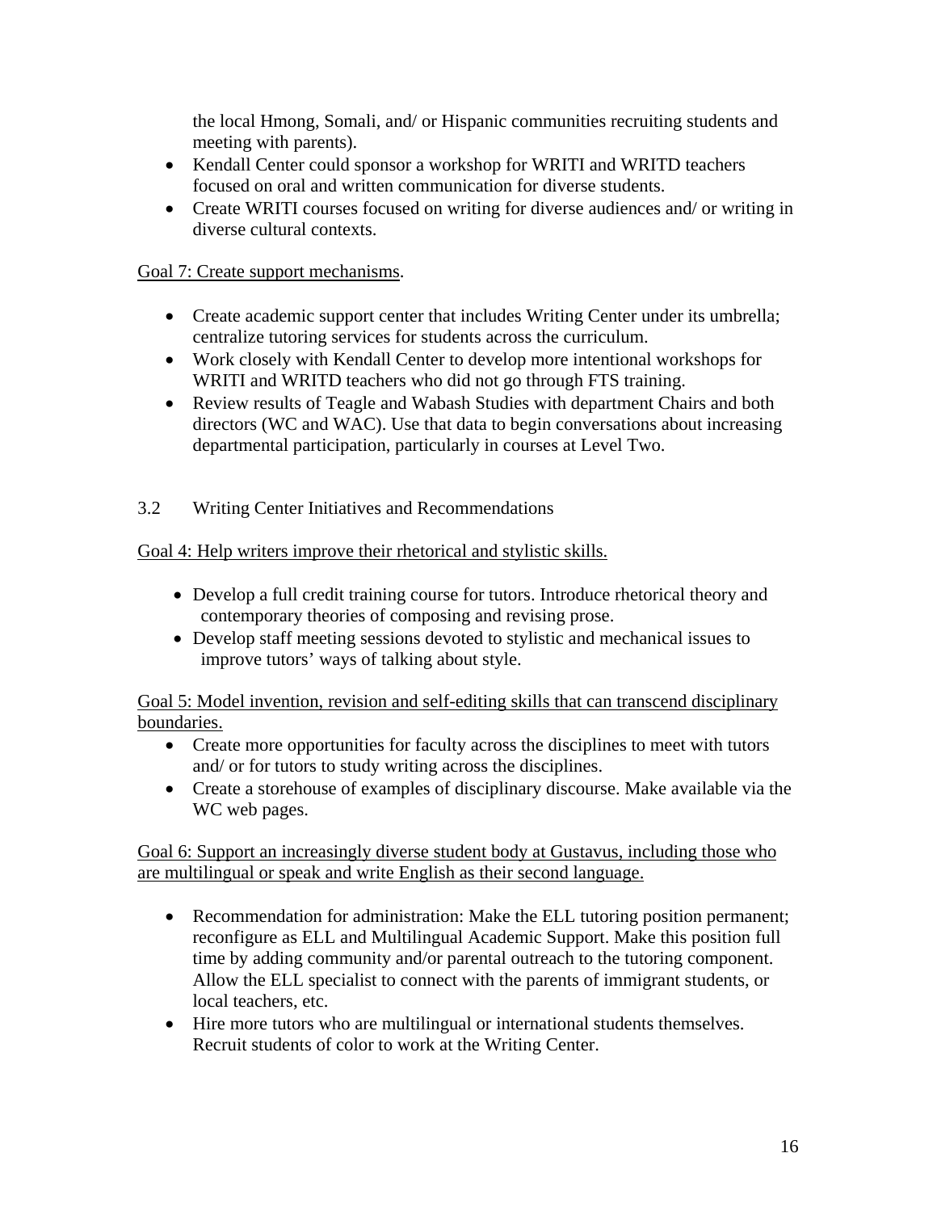the local Hmong, Somali, and/ or Hispanic communities recruiting students and meeting with parents).

- Kendall Center could sponsor a workshop for WRITI and WRITD teachers focused on oral and written communication for diverse students.
- Create WRITI courses focused on writing for diverse audiences and/ or writing in diverse cultural contexts.

<u>Goal 7: Create support mechanisms</u>.

- Create academic support center that includes Writing Center under its umbrella; centralize tutoring services for students across the curriculum.
- Work closely with Kendall Center to develop more intentional workshops for WRITI and WRITD teachers who did not go through FTS training.
- Review results of Teagle and Wabash Studies with department Chairs and both directors (WC and WAC). Use that data to begin conversations about increasing departmental participation, particularly in courses at Level Two.

### 3.2 Writing Center Initiatives and Recommendations

<u>Goal 4: Help writers improve their rhetorical and stylistic skills.</u>

- Develop a full credit training course for tutors. Introduce rhetorical theory and contemporary theories of composing and revising prose.
- Develop staff meeting sessions devoted to stylistic and mechanical issues to improve tutors' ways of talking about style.

<u>Goal 5: Model invention, revision and self-editing skills that can transcend disciplinary boundaries.</u>

- Create more opportunities for faculty across the disciplines to meet with tutors and/ or for tutors to study writing across the disciplines.
- Create a storehouse of examples of disciplinary discourse. Make available via the WC web pages.

<u>Goal 6: Support an increasingly diverse student body at Gustavus, including those who are multilingual or speak and write English as their second language.</u>

- Recommendation for administration: Make the ELL tutoring position permanent; reconfigure as ELL and Multilingual Academic Support. Make this position full time by adding community and/or parental outreach to the tutoring component. Allow the ELL specialist to connect with the parents of immigrant students, or local teachers, etc.
- Hire more tutors who are multilingual or international students themselves. Recruit students of color to work at the Writing Center.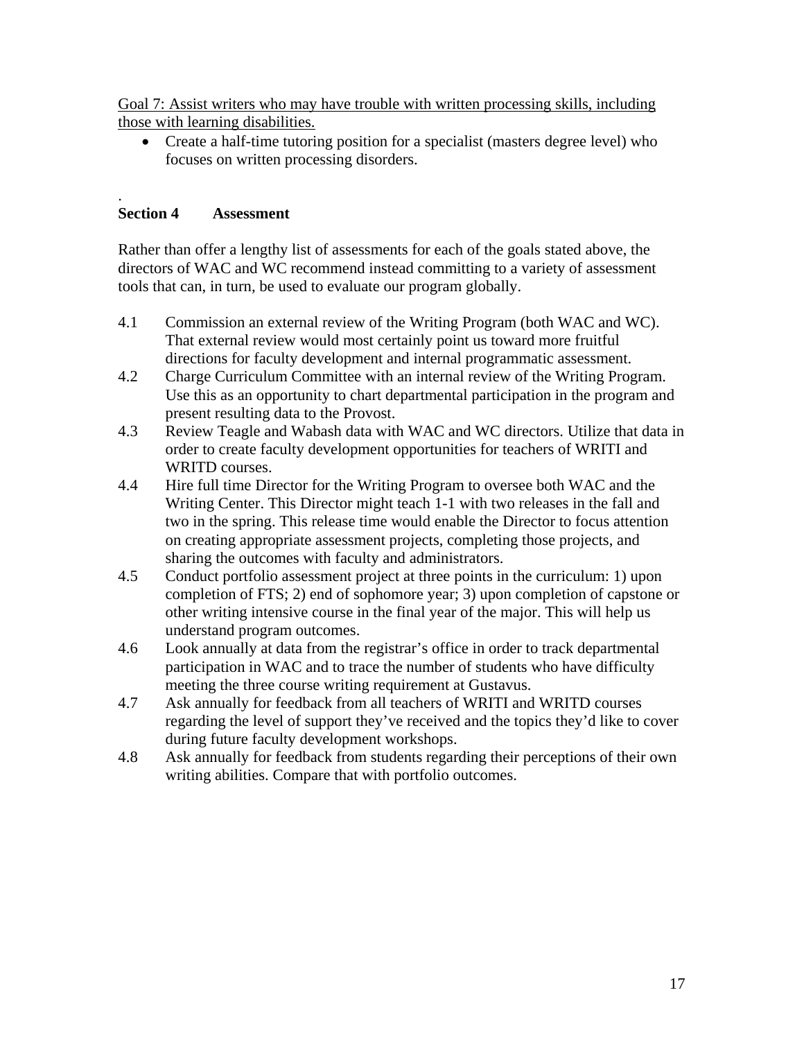<u>Goal 7: Assist writers who may have trouble with written processing skills, including those with learning disabilities.</u>

- Create a half-time tutoring position for a specialist (masters degree level) who focuses on written processing disorders.

.

## Section 4 Assessment

Rather than offer a lengthy list of assessments for each of the goals stated above, the directors of WAC and WC recommend instead committing to a variety of assessment tools that can, in turn, be used to evaluate our program globally.

4.1 Commission an external review of the Writing Program (both WAC and WC). That external review would most certainly point us toward more fruitful directions for faculty development and internal programmatic assessment.

4.2 Charge Curriculum Committee with an internal review of the Writing Program. Use this as an opportunity to chart departmental participation in the program and present resulting data to the Provost.

4.3 Review Teagle and Wabash data with WAC and WC directors. Utilize that data in order to create faculty development opportunities for teachers of WRITI and WRITD courses.

4.4 Hire full time Director for the Writing Program to oversee both WAC and the Writing Center. This Director might teach 1-1 with two releases in the fall and two in the spring. This release time would enable the Director to focus attention on creating appropriate assessment projects, completing those projects, and sharing the outcomes with faculty and administrators.

4.5 Conduct portfolio assessment project at three points in the curriculum: 1) upon completion of FTS; 2) end of sophomore year; 3) upon completion of capstone or other writing intensive course in the final year of the major. This will help us understand program outcomes.

4.6 Look annually at data from the registrar's office in order to track departmental participation in WAC and to trace the number of students who have difficulty meeting the three course writing requirement at Gustavus.

4.7 Ask annually for feedback from all teachers of WRITI and WRITD courses regarding the level of support they've received and the topics they'd like to cover during future faculty development workshops.

4.8 Ask annually for feedback from students regarding their perceptions of their own writing abilities. Compare that with portfolio outcomes.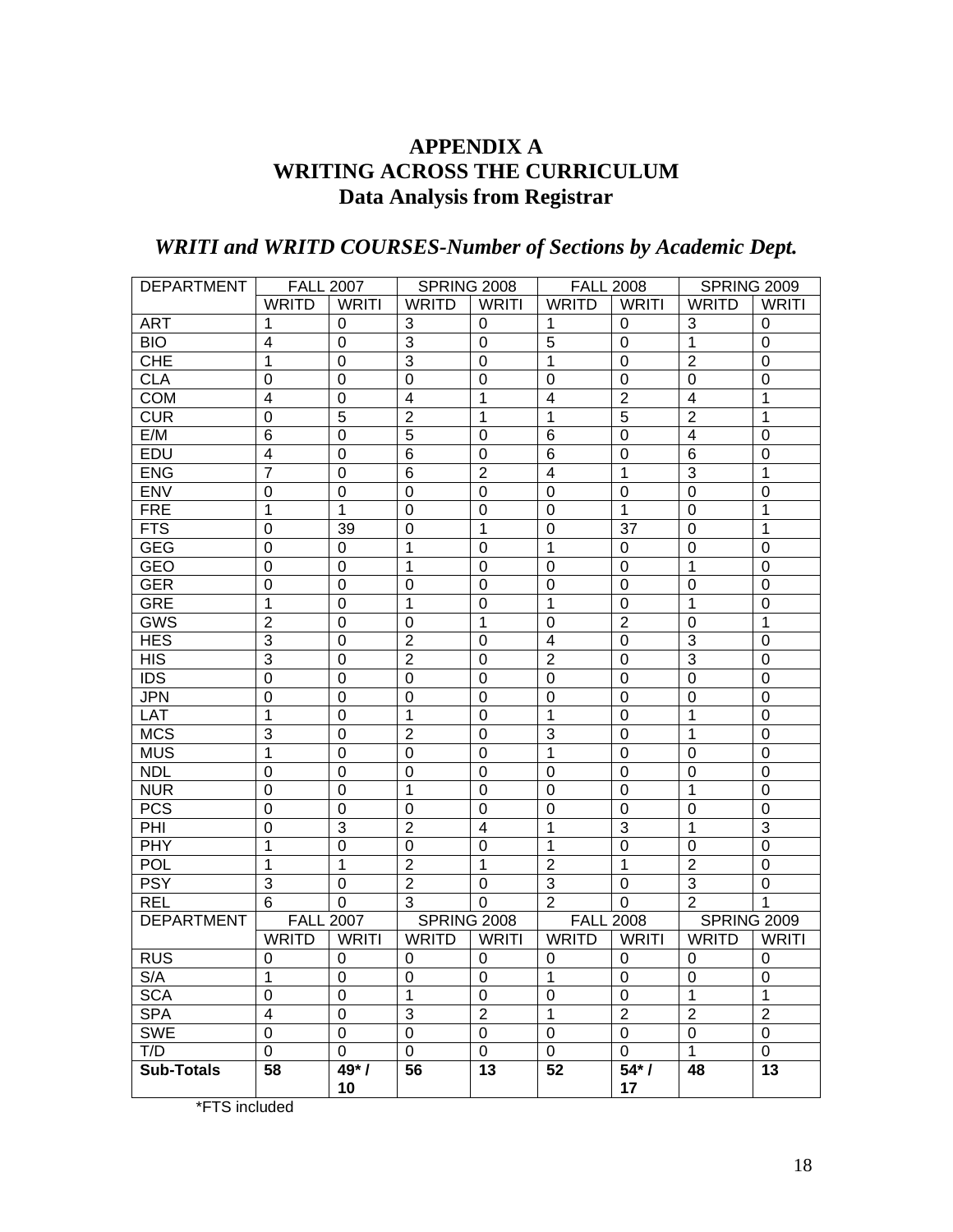# APPENDIX A
# WRITING ACROSS THE CURRICULUM
## Data Analysis from Registrar

### *WRITI and WRITD COURSES-Number of Sections by Academic Dept.*

| DEPARTMENT | FALL 2007 | | SPRING 2008 | | FALL 2008 | | SPRING 2009 | |
|---|---|---|---|---|---|---|---|---|
| | WRITD | WRITI | WRITD | WRITI | WRITD | WRITI | WRITD | WRITI |
| ART | 1 | 0 | 3 | 0 | 1 | 0 | 3 | 0 |
| BIO | 4 | 0 | 3 | 0 | 5 | 0 | 1 | 0 |
| CHE | 1 | 0 | 3 | 0 | 1 | 0 | 2 | 0 |
| CLA | 0 | 0 | 0 | 0 | 0 | 0 | 0 | 0 |
| COM | 4 | 0 | 4 | 1 | 4 | 2 | 4 | 1 |
| CUR | 0 | 5 | 2 | 1 | 1 | 5 | 2 | 1 |
| E/M | 6 | 0 | 5 | 0 | 6 | 0 | 4 | 0 |
| EDU | 4 | 0 | 6 | 0 | 6 | 0 | 6 | 0 |
| ENG | 7 | 0 | 6 | 2 | 4 | 1 | 3 | 1 |
| ENV | 0 | 0 | 0 | 0 | 0 | 0 | 0 | 0 |
| FRE | 1 | 1 | 0 | 0 | 0 | 1 | 0 | 1 |
| FTS | 0 | 39 | 0 | 1 | 0 | 37 | 0 | 1 |
| GEG | 0 | 0 | 1 | 0 | 1 | 0 | 0 | 0 |
| GEO | 0 | 0 | 1 | 0 | 0 | 0 | 1 | 0 |
| GER | 0 | 0 | 0 | 0 | 0 | 0 | 0 | 0 |
| GRE | 1 | 0 | 1 | 0 | 1 | 0 | 1 | 0 |
| GWS | 2 | 0 | 0 | 1 | 0 | 2 | 0 | 1 |
| HES | 3 | 0 | 2 | 0 | 4 | 0 | 3 | 0 |
| HIS | 3 | 0 | 2 | 0 | 2 | 0 | 3 | 0 |
| IDS | 0 | 0 | 0 | 0 | 0 | 0 | 0 | 0 |
| JPN | 0 | 0 | 0 | 0 | 0 | 0 | 0 | 0 |
| LAT | 1 | 0 | 1 | 0 | 1 | 0 | 1 | 0 |
| MCS | 3 | 0 | 2 | 0 | 3 | 0 | 1 | 0 |
| MUS | 1 | 0 | 0 | 0 | 1 | 0 | 0 | 0 |
| NDL | 0 | 0 | 0 | 0 | 0 | 0 | 0 | 0 |
| NUR | 0 | 0 | 1 | 0 | 0 | 0 | 1 | 0 |
| PCS | 0 | 0 | 0 | 0 | 0 | 0 | 0 | 0 |
| PHI | 0 | 3 | 2 | 4 | 1 | 3 | 1 | 3 |
| PHY | 1 | 0 | 0 | 0 | 1 | 0 | 0 | 0 |
| POL | 1 | 1 | 2 | 1 | 2 | 1 | 2 | 0 |
| PSY | 3 | 0 | 2 | 0 | 3 | 0 | 3 | 0 |
| REL | 6 | 0 | 3 | 0 | 2 | 0 | 2 | 1 |
| RUS | 0 | 0 | 0 | 0 | 0 | 0 | 0 | 0 |
| S/A | 1 | 0 | 0 | 0 | 1 | 0 | 0 | 0 |
| SCA | 0 | 0 | 1 | 0 | 0 | 0 | 1 | 1 |
| SPA | 4 | 0 | 3 | 2 | 1 | 2 | 2 | 2 |
| SWE | 0 | 0 | 0 | 0 | 0 | 0 | 0 | 0 |
| T/D | 0 | 0 | 0 | 0 | 0 | 0 | 1 | 0 |
| **Sub-Totals** | **58** | **49* / 10** | **56** | **13** | **52** | **54* / 17** | **48** | **13** |

*FTS included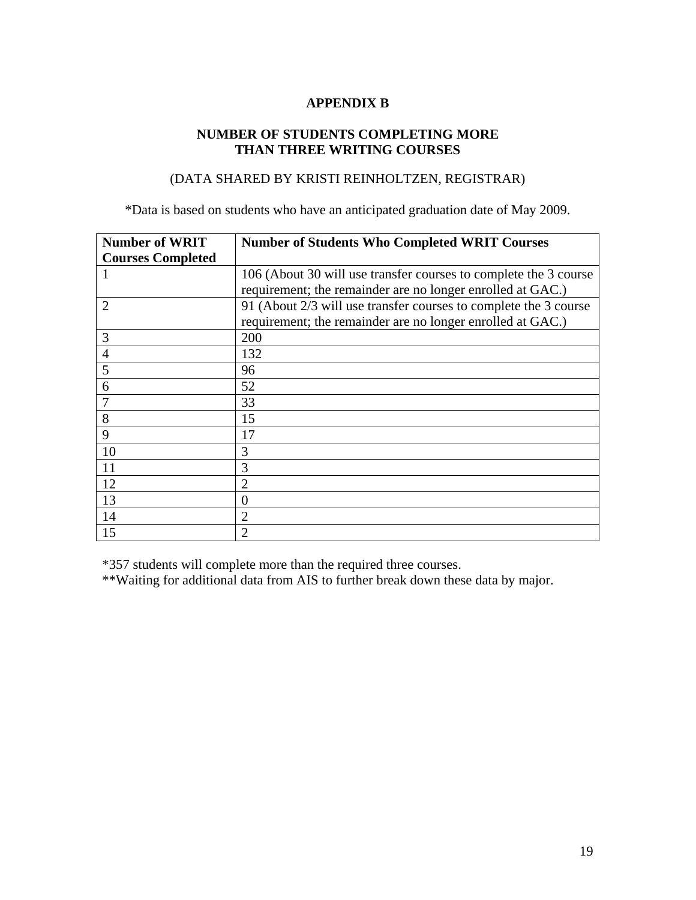# APPENDIX B

## NUMBER OF STUDENTS COMPLETING MORE THAN THREE WRITING COURSES

(DATA SHARED BY KRISTI REINHOLTZEN, REGISTRAR)

*Data is based on students who have an anticipated graduation date of May 2009.

| Number of WRIT Courses Completed | Number of Students Who Completed WRIT Courses |
|---|---|
| 1 | 106 (About 30 will use transfer courses to complete the 3 course requirement; the remainder are no longer enrolled at GAC.) |
| 2 | 91 (About 2/3 will use transfer courses to complete the 3 course requirement; the remainder are no longer enrolled at GAC.) |
| 3 | 200 |
| 4 | 132 |
| 5 | 96 |
| 6 | 52 |
| 7 | 33 |
| 8 | 15 |
| 9 | 17 |
| 10 | 3 |
| 11 | 3 |
| 12 | 2 |
| 13 | 0 |
| 14 | 2 |
| 15 | 2 |

*357 students will complete more than the required three courses.

**Waiting for additional data from AIS to further break down these data by major.